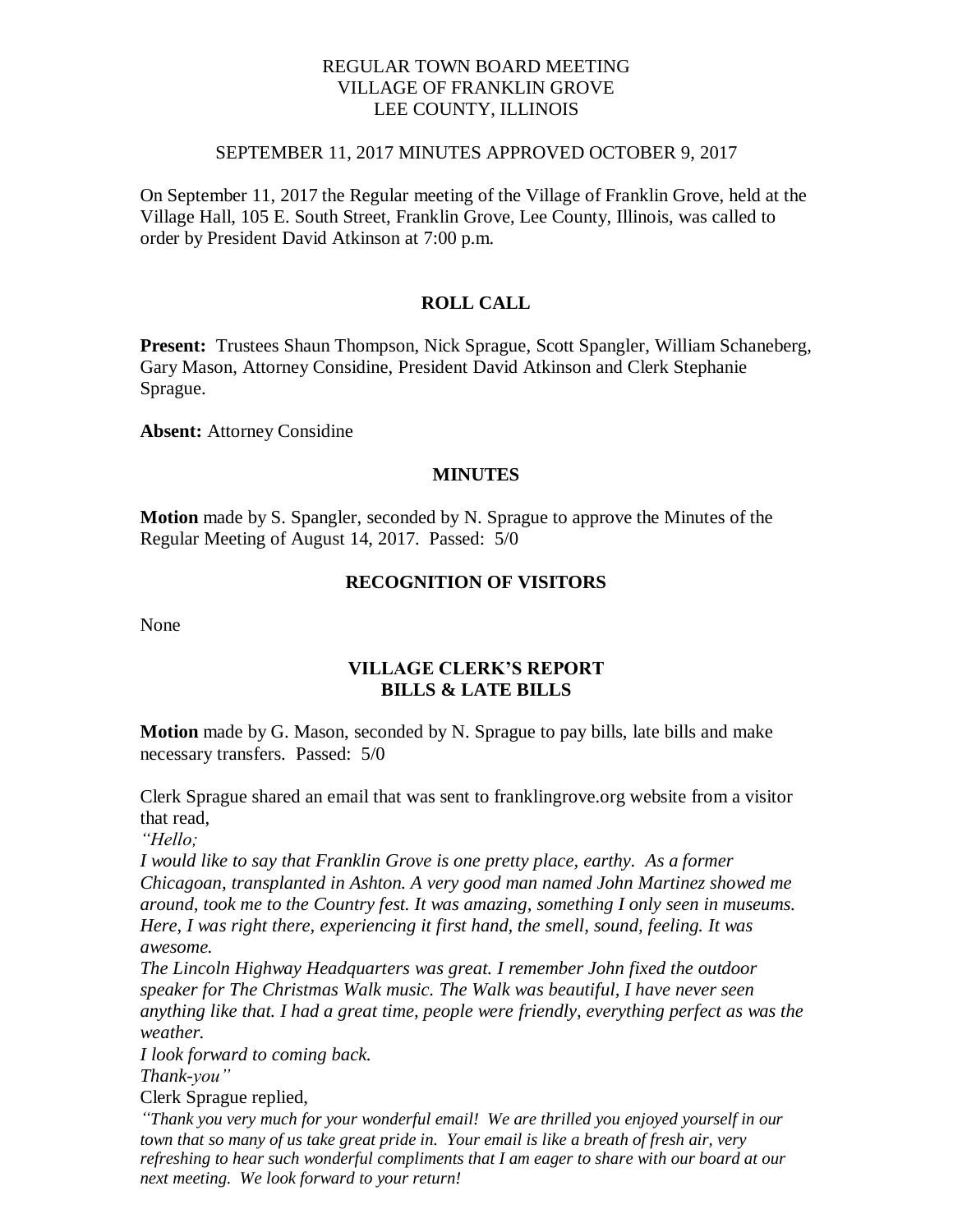REGULAR TOWN BOARD MEETING
VILLAGE OF FRANKLIN GROVE
LEE COUNTY, ILLINOIS

SEPTEMBER 11, 2017 MINUTES APPROVED OCTOBER 9, 2017

On September 11, 2017 the Regular meeting of the Village of Franklin Grove, held at the Village Hall, 105 E. South Street, Franklin Grove, Lee County, Illinois, was called to order by President David Atkinson at 7:00 p.m.

## ROLL CALL

**Present:** Trustees Shaun Thompson, Nick Sprague, Scott Spangler, William Schaneberg, Gary Mason, Attorney Considine, President David Atkinson and Clerk Stephanie Sprague.

**Absent:** Attorney Considine

## MINUTES

**Motion** made by S. Spangler, seconded by N. Sprague to approve the Minutes of the Regular Meeting of August 14, 2017. Passed: 5/0

## RECOGNITION OF VISITORS

None

## VILLAGE CLERK'S REPORT
## BILLS & LATE BILLS

**Motion** made by G. Mason, seconded by N. Sprague to pay bills, late bills and make necessary transfers. Passed: 5/0

Clerk Sprague shared an email that was sent to franklingrove.org website from a visitor that read,

*"Hello;*

*I would like to say that Franklin Grove is one pretty place, earthy. As a former Chicagoan, transplanted in Ashton. A very good man named John Martinez showed me around, took me to the Country fest. It was amazing, something I only seen in museums. Here, I was right there, experiencing it first hand, the smell, sound, feeling. It was awesome.*

*The Lincoln Highway Headquarters was great. I remember John fixed the outdoor speaker for The Christmas Walk music. The Walk was beautiful, I have never seen anything like that. I had a great time, people were friendly, everything perfect as was the weather.*

*I look forward to coming back.*

*Thank-you"*

Clerk Sprague replied,

*"Thank you very much for your wonderful email! We are thrilled you enjoyed yourself in our town that so many of us take great pride in. Your email is like a breath of fresh air, very refreshing to hear such wonderful compliments that I am eager to share with our board at our next meeting. We look forward to your return!*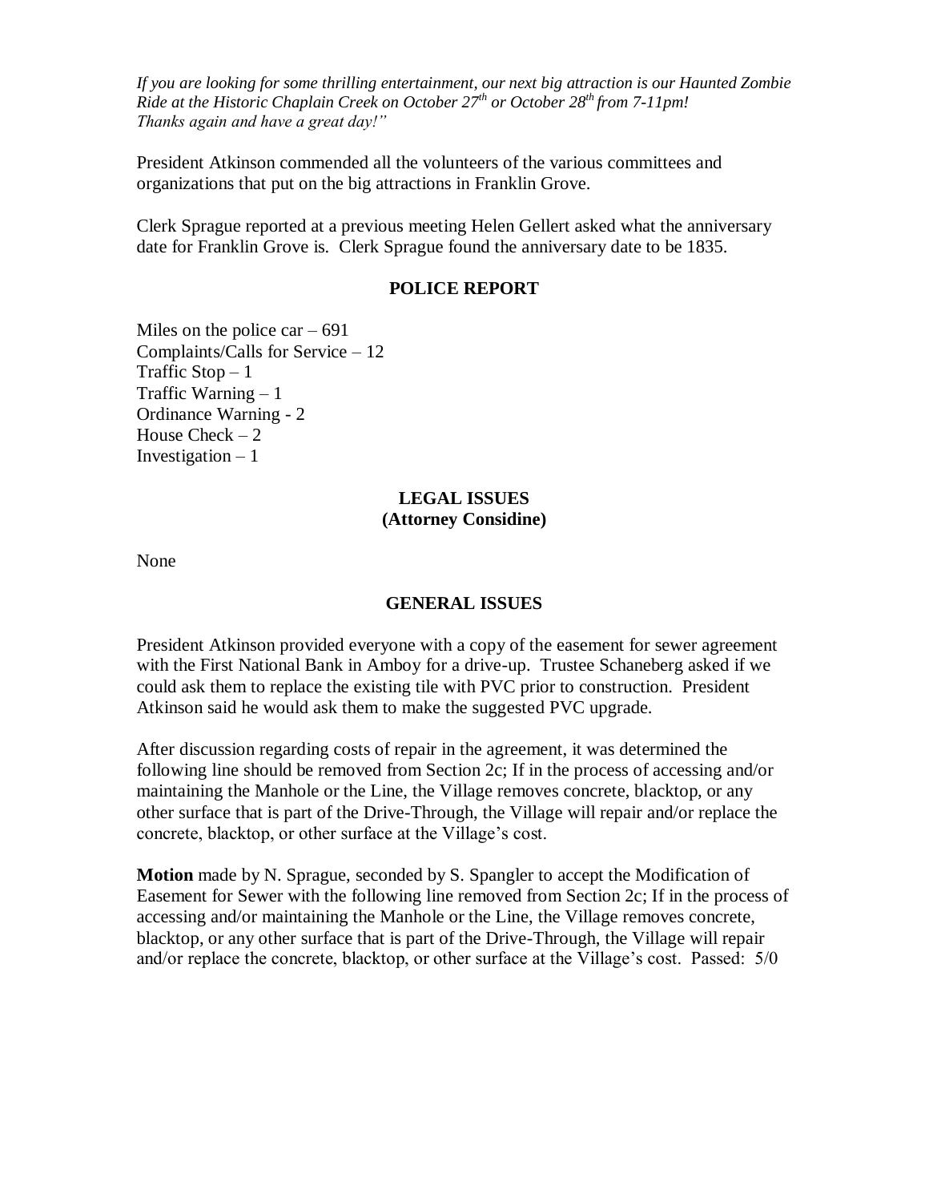*If you are looking for some thrilling entertainment, our next big attraction is our Haunted Zombie Ride at the Historic Chaplain Creek on October 27th or October 28th from 7-11pm! Thanks again and have a great day!"*

President Atkinson commended all the volunteers of the various committees and organizations that put on the big attractions in Franklin Grove.

Clerk Sprague reported at a previous meeting Helen Gellert asked what the anniversary date for Franklin Grove is. Clerk Sprague found the anniversary date to be 1835.

## POLICE REPORT

Miles on the police car – 691
Complaints/Calls for Service – 12
Traffic Stop – 1
Traffic Warning – 1
Ordinance Warning - 2
House Check – 2
Investigation – 1

## LEGAL ISSUES
## (Attorney Considine)

None

## GENERAL ISSUES

President Atkinson provided everyone with a copy of the easement for sewer agreement with the First National Bank in Amboy for a drive-up. Trustee Schaneberg asked if we could ask them to replace the existing tile with PVC prior to construction. President Atkinson said he would ask them to make the suggested PVC upgrade.

After discussion regarding costs of repair in the agreement, it was determined the following line should be removed from Section 2c; If in the process of accessing and/or maintaining the Manhole or the Line, the Village removes concrete, blacktop, or any other surface that is part of the Drive-Through, the Village will repair and/or replace the concrete, blacktop, or other surface at the Village's cost.

**Motion** made by N. Sprague, seconded by S. Spangler to accept the Modification of Easement for Sewer with the following line removed from Section 2c; If in the process of accessing and/or maintaining the Manhole or the Line, the Village removes concrete, blacktop, or any other surface that is part of the Drive-Through, the Village will repair and/or replace the concrete, blacktop, or other surface at the Village's cost. Passed: 5/0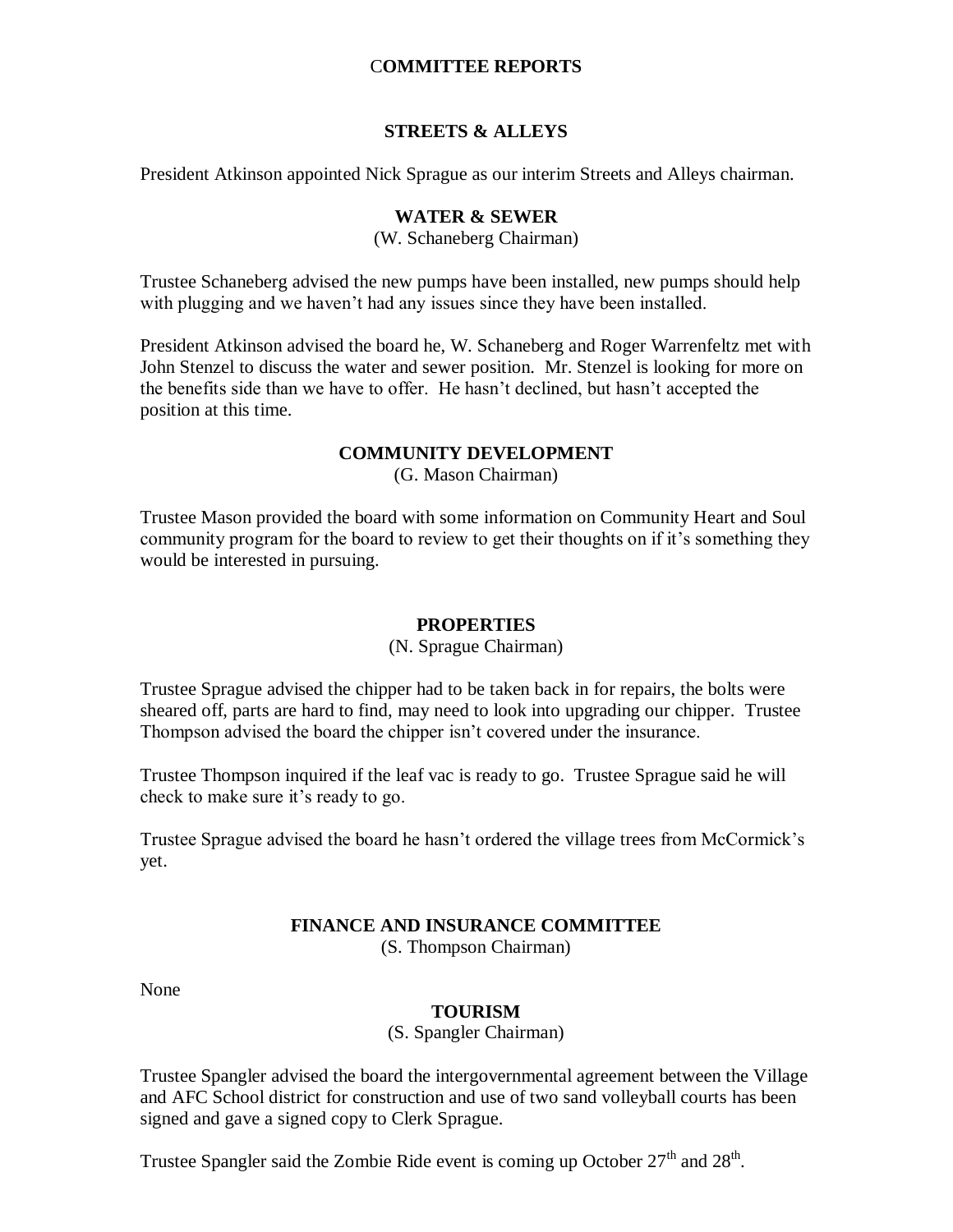## COMMITTEE REPORTS

### STREETS & ALLEYS

President Atkinson appointed Nick Sprague as our interim Streets and Alleys chairman.

### WATER & SEWER

(W. Schaneberg Chairman)

Trustee Schaneberg advised the new pumps have been installed, new pumps should help with plugging and we haven't had any issues since they have been installed.

President Atkinson advised the board he, W. Schaneberg and Roger Warrenfeltz met with John Stenzel to discuss the water and sewer position. Mr. Stenzel is looking for more on the benefits side than we have to offer. He hasn't declined, but hasn't accepted the position at this time.

### COMMUNITY DEVELOPMENT

(G. Mason Chairman)

Trustee Mason provided the board with some information on Community Heart and Soul community program for the board to review to get their thoughts on if it's something they would be interested in pursuing.

### PROPERTIES

(N. Sprague Chairman)

Trustee Sprague advised the chipper had to be taken back in for repairs, the bolts were sheared off, parts are hard to find, may need to look into upgrading our chipper. Trustee Thompson advised the board the chipper isn't covered under the insurance.

Trustee Thompson inquired if the leaf vac is ready to go. Trustee Sprague said he will check to make sure it's ready to go.

Trustee Sprague advised the board he hasn't ordered the village trees from McCormick's yet.

### FINANCE AND INSURANCE COMMITTEE

(S. Thompson Chairman)

None

### TOURISM

(S. Spangler Chairman)

Trustee Spangler advised the board the intergovernmental agreement between the Village and AFC School district for construction and use of two sand volleyball courts has been signed and gave a signed copy to Clerk Sprague.

Trustee Spangler said the Zombie Ride event is coming up October 27th and 28th.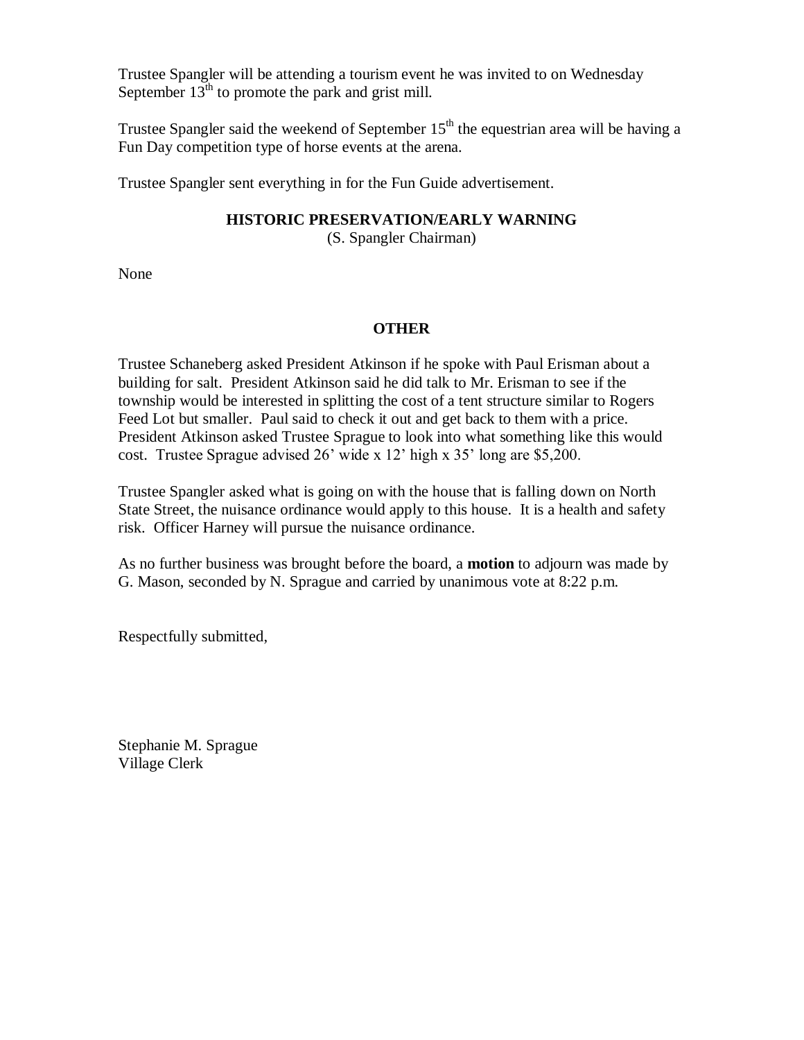Trustee Spangler will be attending a tourism event he was invited to on Wednesday September 13th to promote the park and grist mill.

Trustee Spangler said the weekend of September 15th the equestrian area will be having a Fun Day competition type of horse events at the arena.

Trustee Spangler sent everything in for the Fun Guide advertisement.

## HISTORIC PRESERVATION/EARLY WARNING

(S. Spangler Chairman)

None

## OTHER

Trustee Schaneberg asked President Atkinson if he spoke with Paul Erisman about a building for salt. President Atkinson said he did talk to Mr. Erisman to see if the township would be interested in splitting the cost of a tent structure similar to Rogers Feed Lot but smaller. Paul said to check it out and get back to them with a price. President Atkinson asked Trustee Sprague to look into what something like this would cost. Trustee Sprague advised 26' wide x 12' high x 35' long are $5,200.

Trustee Spangler asked what is going on with the house that is falling down on North State Street, the nuisance ordinance would apply to this house. It is a health and safety risk. Officer Harney will pursue the nuisance ordinance.

As no further business was brought before the board, a **motion** to adjourn was made by G. Mason, seconded by N. Sprague and carried by unanimous vote at 8:22 p.m.

Respectfully submitted,

Stephanie M. Sprague
Village Clerk